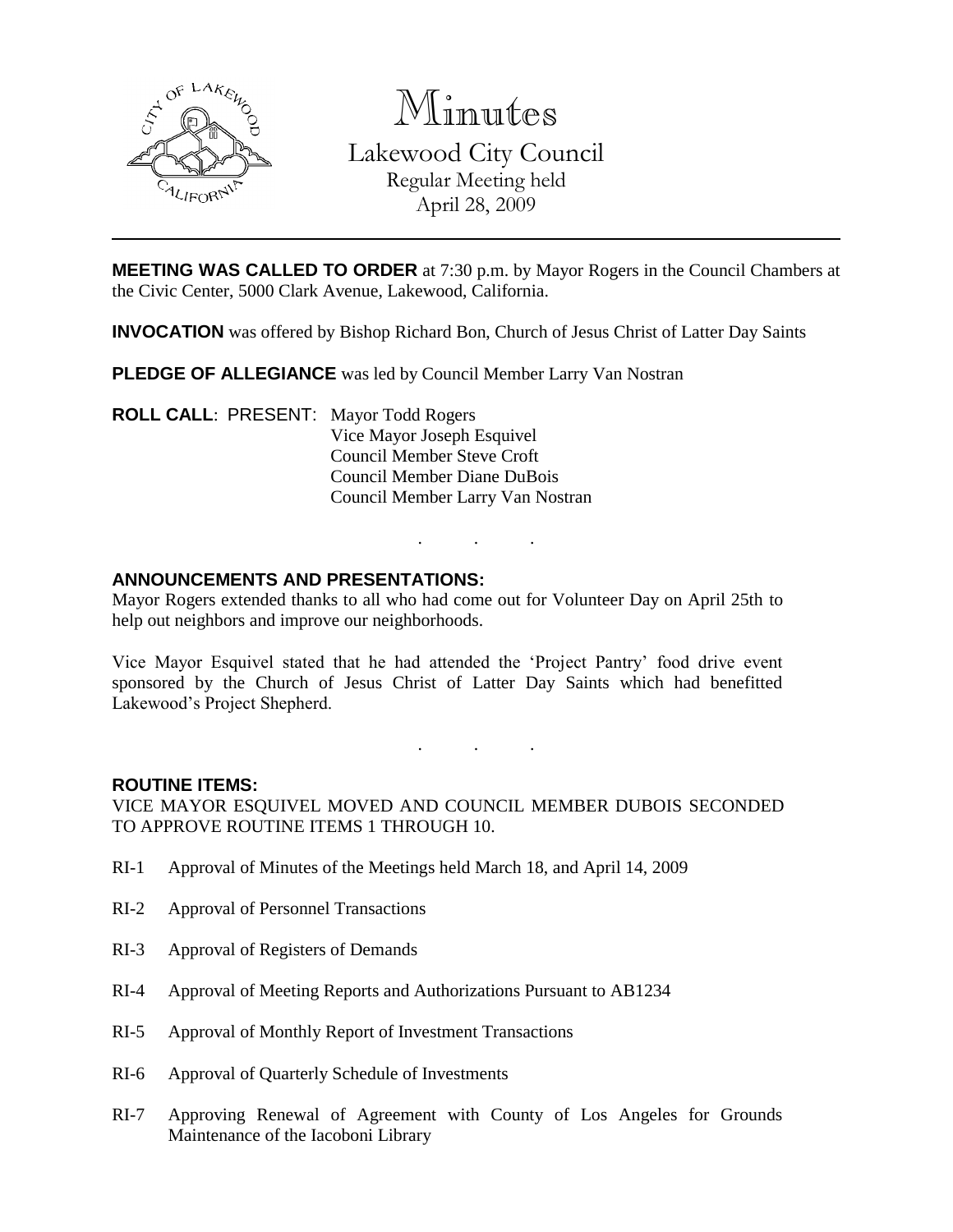# Minutes

Lakewood City Council
Regular Meeting held
April 28, 2009

---

**MEETING WAS CALLED TO ORDER** at 7:30 p.m. by Mayor Rogers in the Council Chambers at the Civic Center, 5000 Clark Avenue, Lakewood, California.

**INVOCATION** was offered by Bishop Richard Bon, Church of Jesus Christ of Latter Day Saints

**PLEDGE OF ALLEGIANCE** was led by Council Member Larry Van Nostran

**ROLL CALL**: PRESENT: Mayor Todd Rogers
Vice Mayor Joseph Esquivel
Council Member Steve Croft
Council Member Diane DuBois
Council Member Larry Van Nostran

. . .

**ANNOUNCEMENTS AND PRESENTATIONS:**

Mayor Rogers extended thanks to all who had come out for Volunteer Day on April 25th to help out neighbors and improve our neighborhoods.

Vice Mayor Esquivel stated that he had attended the 'Project Pantry' food drive event sponsored by the Church of Jesus Christ of Latter Day Saints which had benefitted Lakewood's Project Shepherd.

. . .

**ROUTINE ITEMS:**

VICE MAYOR ESQUIVEL MOVED AND COUNCIL MEMBER DUBOIS SECONDED TO APPROVE ROUTINE ITEMS 1 THROUGH 10.

RI-1 Approval of Minutes of the Meetings held March 18, and April 14, 2009

RI-2 Approval of Personnel Transactions

RI-3 Approval of Registers of Demands

RI-4 Approval of Meeting Reports and Authorizations Pursuant to AB1234

RI-5 Approval of Monthly Report of Investment Transactions

RI-6 Approval of Quarterly Schedule of Investments

RI-7 Approving Renewal of Agreement with County of Los Angeles for Grounds Maintenance of the Iacoboni Library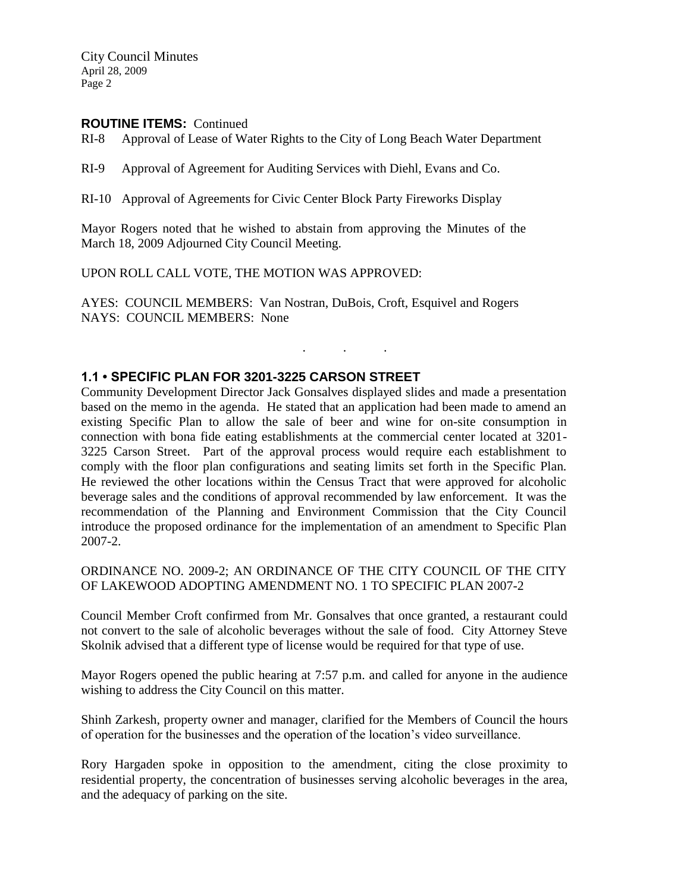**ROUTINE ITEMS:** Continued

RI-8 Approval of Lease of Water Rights to the City of Long Beach Water Department

RI-9 Approval of Agreement for Auditing Services with Diehl, Evans and Co.

RI-10 Approval of Agreements for Civic Center Block Party Fireworks Display

Mayor Rogers noted that he wished to abstain from approving the Minutes of the March 18, 2009 Adjourned City Council Meeting.

UPON ROLL CALL VOTE, THE MOTION WAS APPROVED:

AYES: COUNCIL MEMBERS: Van Nostran, DuBois, Croft, Esquivel and Rogers
NAYS: COUNCIL MEMBERS: None

. . .

## 1.1 • SPECIFIC PLAN FOR 3201-3225 CARSON STREET

Community Development Director Jack Gonsalves displayed slides and made a presentation based on the memo in the agenda. He stated that an application had been made to amend an existing Specific Plan to allow the sale of beer and wine for on-site consumption in connection with bona fide eating establishments at the commercial center located at 3201-3225 Carson Street. Part of the approval process would require each establishment to comply with the floor plan configurations and seating limits set forth in the Specific Plan. He reviewed the other locations within the Census Tract that were approved for alcoholic beverage sales and the conditions of approval recommended by law enforcement. It was the recommendation of the Planning and Environment Commission that the City Council introduce the proposed ordinance for the implementation of an amendment to Specific Plan 2007-2.

ORDINANCE NO. 2009-2; AN ORDINANCE OF THE CITY COUNCIL OF THE CITY OF LAKEWOOD ADOPTING AMENDMENT NO. 1 TO SPECIFIC PLAN 2007-2

Council Member Croft confirmed from Mr. Gonsalves that once granted, a restaurant could not convert to the sale of alcoholic beverages without the sale of food. City Attorney Steve Skolnik advised that a different type of license would be required for that type of use.

Mayor Rogers opened the public hearing at 7:57 p.m. and called for anyone in the audience wishing to address the City Council on this matter.

Shinh Zarkesh, property owner and manager, clarified for the Members of Council the hours of operation for the businesses and the operation of the location's video surveillance.

Rory Hargaden spoke in opposition to the amendment, citing the close proximity to residential property, the concentration of businesses serving alcoholic beverages in the area, and the adequacy of parking on the site.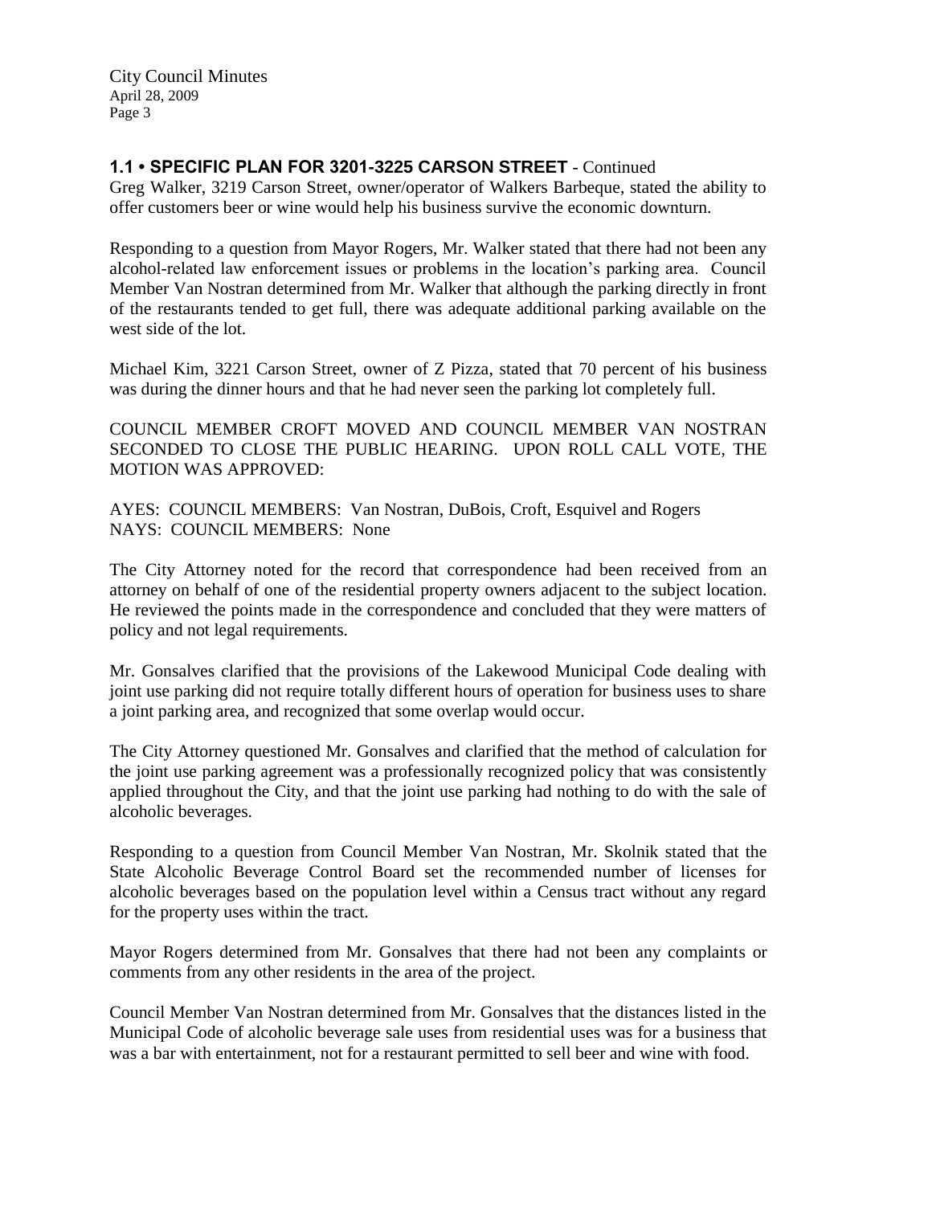## 1.1 • SPECIFIC PLAN FOR 3201-3225 CARSON STREET - Continued

Greg Walker, 3219 Carson Street, owner/operator of Walkers Barbeque, stated the ability to offer customers beer or wine would help his business survive the economic downturn.

Responding to a question from Mayor Rogers, Mr. Walker stated that there had not been any alcohol-related law enforcement issues or problems in the location's parking area. Council Member Van Nostran determined from Mr. Walker that although the parking directly in front of the restaurants tended to get full, there was adequate additional parking available on the west side of the lot.

Michael Kim, 3221 Carson Street, owner of Z Pizza, stated that 70 percent of his business was during the dinner hours and that he had never seen the parking lot completely full.

COUNCIL MEMBER CROFT MOVED AND COUNCIL MEMBER VAN NOSTRAN SECONDED TO CLOSE THE PUBLIC HEARING. UPON ROLL CALL VOTE, THE MOTION WAS APPROVED:

AYES: COUNCIL MEMBERS: Van Nostran, DuBois, Croft, Esquivel and Rogers
NAYS: COUNCIL MEMBERS: None

The City Attorney noted for the record that correspondence had been received from an attorney on behalf of one of the residential property owners adjacent to the subject location. He reviewed the points made in the correspondence and concluded that they were matters of policy and not legal requirements.

Mr. Gonsalves clarified that the provisions of the Lakewood Municipal Code dealing with joint use parking did not require totally different hours of operation for business uses to share a joint parking area, and recognized that some overlap would occur.

The City Attorney questioned Mr. Gonsalves and clarified that the method of calculation for the joint use parking agreement was a professionally recognized policy that was consistently applied throughout the City, and that the joint use parking had nothing to do with the sale of alcoholic beverages.

Responding to a question from Council Member Van Nostran, Mr. Skolnik stated that the State Alcoholic Beverage Control Board set the recommended number of licenses for alcoholic beverages based on the population level within a Census tract without any regard for the property uses within the tract.

Mayor Rogers determined from Mr. Gonsalves that there had not been any complaints or comments from any other residents in the area of the project.

Council Member Van Nostran determined from Mr. Gonsalves that the distances listed in the Municipal Code of alcoholic beverage sale uses from residential uses was for a business that was a bar with entertainment, not for a restaurant permitted to sell beer and wine with food.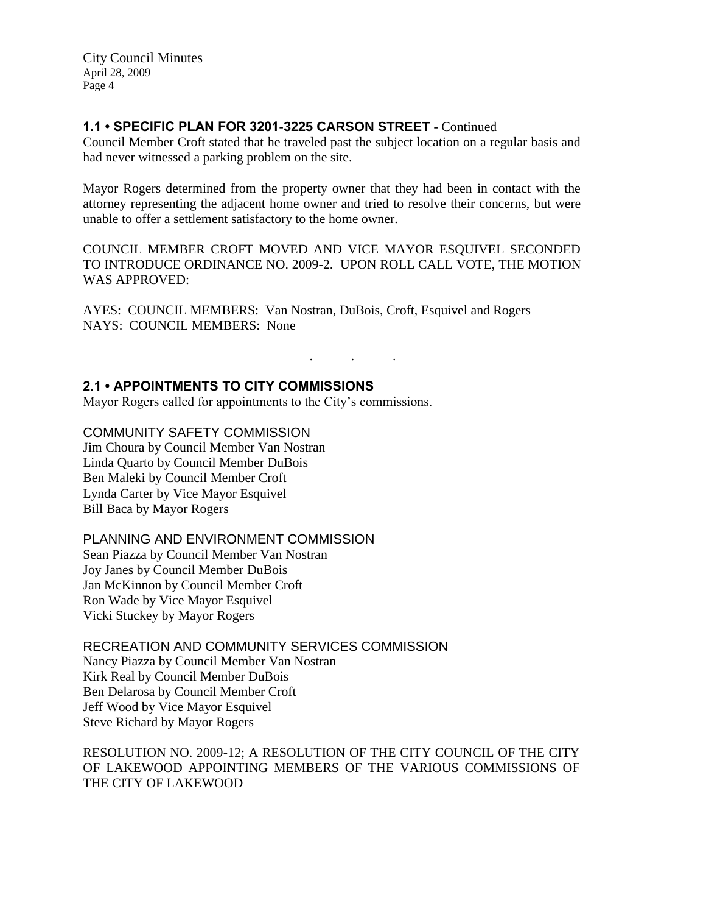### 1.1 • SPECIFIC PLAN FOR 3201-3225 CARSON STREET - Continued

Council Member Croft stated that he traveled past the subject location on a regular basis and had never witnessed a parking problem on the site.

Mayor Rogers determined from the property owner that they had been in contact with the attorney representing the adjacent home owner and tried to resolve their concerns, but were unable to offer a settlement satisfactory to the home owner.

COUNCIL MEMBER CROFT MOVED AND VICE MAYOR ESQUIVEL SECONDED TO INTRODUCE ORDINANCE NO. 2009-2. UPON ROLL CALL VOTE, THE MOTION WAS APPROVED:

AYES: COUNCIL MEMBERS: Van Nostran, DuBois, Croft, Esquivel and Rogers
NAYS: COUNCIL MEMBERS: None

. . .

### 2.1 • APPOINTMENTS TO CITY COMMISSIONS

Mayor Rogers called for appointments to the City's commissions.

COMMUNITY SAFETY COMMISSION
Jim Choura by Council Member Van Nostran
Linda Quarto by Council Member DuBois
Ben Maleki by Council Member Croft
Lynda Carter by Vice Mayor Esquivel
Bill Baca by Mayor Rogers

PLANNING AND ENVIRONMENT COMMISSION
Sean Piazza by Council Member Van Nostran
Joy Janes by Council Member DuBois
Jan McKinnon by Council Member Croft
Ron Wade by Vice Mayor Esquivel
Vicki Stuckey by Mayor Rogers

RECREATION AND COMMUNITY SERVICES COMMISSION
Nancy Piazza by Council Member Van Nostran
Kirk Real by Council Member DuBois
Ben Delarosa by Council Member Croft
Jeff Wood by Vice Mayor Esquivel
Steve Richard by Mayor Rogers

RESOLUTION NO. 2009-12; A RESOLUTION OF THE CITY COUNCIL OF THE CITY OF LAKEWOOD APPOINTING MEMBERS OF THE VARIOUS COMMISSIONS OF THE CITY OF LAKEWOOD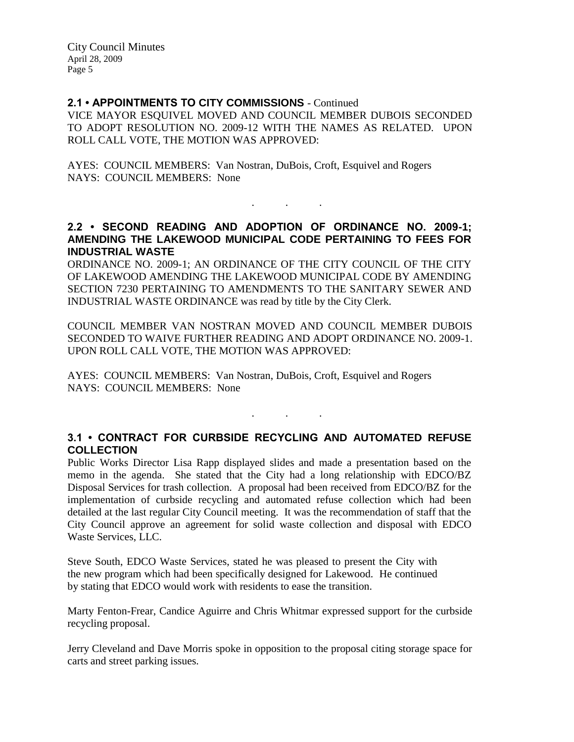### 2.1 • APPOINTMENTS TO CITY COMMISSIONS - Continued

VICE MAYOR ESQUIVEL MOVED AND COUNCIL MEMBER DUBOIS SECONDED TO ADOPT RESOLUTION NO. 2009-12 WITH THE NAMES AS RELATED. UPON ROLL CALL VOTE, THE MOTION WAS APPROVED:

AYES: COUNCIL MEMBERS: Van Nostran, DuBois, Croft, Esquivel and Rogers
NAYS: COUNCIL MEMBERS: None

. . .

### 2.2 • SECOND READING AND ADOPTION OF ORDINANCE NO. 2009-1; AMENDING THE LAKEWOOD MUNICIPAL CODE PERTAINING TO FEES FOR INDUSTRIAL WASTE

ORDINANCE NO. 2009-1; AN ORDINANCE OF THE CITY COUNCIL OF THE CITY OF LAKEWOOD AMENDING THE LAKEWOOD MUNICIPAL CODE BY AMENDING SECTION 7230 PERTAINING TO AMENDMENTS TO THE SANITARY SEWER AND INDUSTRIAL WASTE ORDINANCE was read by title by the City Clerk.

COUNCIL MEMBER VAN NOSTRAN MOVED AND COUNCIL MEMBER DUBOIS SECONDED TO WAIVE FURTHER READING AND ADOPT ORDINANCE NO. 2009-1. UPON ROLL CALL VOTE, THE MOTION WAS APPROVED:

AYES: COUNCIL MEMBERS: Van Nostran, DuBois, Croft, Esquivel and Rogers
NAYS: COUNCIL MEMBERS: None

. . .

### 3.1 • CONTRACT FOR CURBSIDE RECYCLING AND AUTOMATED REFUSE COLLECTION

Public Works Director Lisa Rapp displayed slides and made a presentation based on the memo in the agenda. She stated that the City had a long relationship with EDCO/BZ Disposal Services for trash collection. A proposal had been received from EDCO/BZ for the implementation of curbside recycling and automated refuse collection which had been detailed at the last regular City Council meeting. It was the recommendation of staff that the City Council approve an agreement for solid waste collection and disposal with EDCO Waste Services, LLC.

Steve South, EDCO Waste Services, stated he was pleased to present the City with the new program which had been specifically designed for Lakewood. He continued by stating that EDCO would work with residents to ease the transition.

Marty Fenton-Frear, Candice Aguirre and Chris Whitmar expressed support for the curbside recycling proposal.

Jerry Cleveland and Dave Morris spoke in opposition to the proposal citing storage space for carts and street parking issues.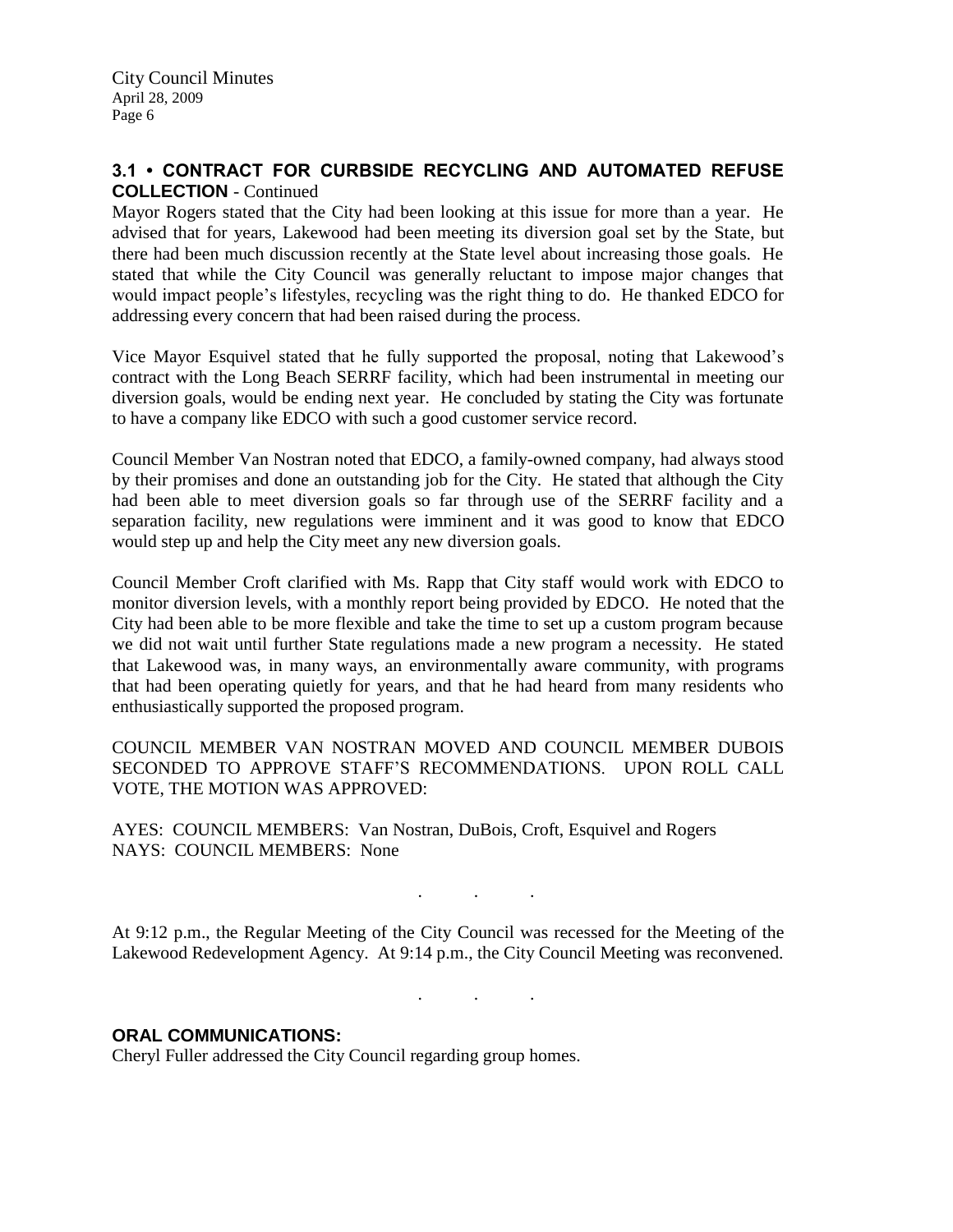### 3.1 • CONTRACT FOR CURBSIDE RECYCLING AND AUTOMATED REFUSE COLLECTION - Continued

Mayor Rogers stated that the City had been looking at this issue for more than a year. He advised that for years, Lakewood had been meeting its diversion goal set by the State, but there had been much discussion recently at the State level about increasing those goals. He stated that while the City Council was generally reluctant to impose major changes that would impact people's lifestyles, recycling was the right thing to do. He thanked EDCO for addressing every concern that had been raised during the process.

Vice Mayor Esquivel stated that he fully supported the proposal, noting that Lakewood's contract with the Long Beach SERRF facility, which had been instrumental in meeting our diversion goals, would be ending next year. He concluded by stating the City was fortunate to have a company like EDCO with such a good customer service record.

Council Member Van Nostran noted that EDCO, a family-owned company, had always stood by their promises and done an outstanding job for the City. He stated that although the City had been able to meet diversion goals so far through use of the SERRF facility and a separation facility, new regulations were imminent and it was good to know that EDCO would step up and help the City meet any new diversion goals.

Council Member Croft clarified with Ms. Rapp that City staff would work with EDCO to monitor diversion levels, with a monthly report being provided by EDCO. He noted that the City had been able to be more flexible and take the time to set up a custom program because we did not wait until further State regulations made a new program a necessity. He stated that Lakewood was, in many ways, an environmentally aware community, with programs that had been operating quietly for years, and that he had heard from many residents who enthusiastically supported the proposed program.

COUNCIL MEMBER VAN NOSTRAN MOVED AND COUNCIL MEMBER DUBOIS SECONDED TO APPROVE STAFF'S RECOMMENDATIONS. UPON ROLL CALL VOTE, THE MOTION WAS APPROVED:

AYES: COUNCIL MEMBERS: Van Nostran, DuBois, Croft, Esquivel and Rogers
NAYS: COUNCIL MEMBERS: None

. . .

At 9:12 p.m., the Regular Meeting of the City Council was recessed for the Meeting of the Lakewood Redevelopment Agency. At 9:14 p.m., the City Council Meeting was reconvened.

. . .

### ORAL COMMUNICATIONS:

Cheryl Fuller addressed the City Council regarding group homes.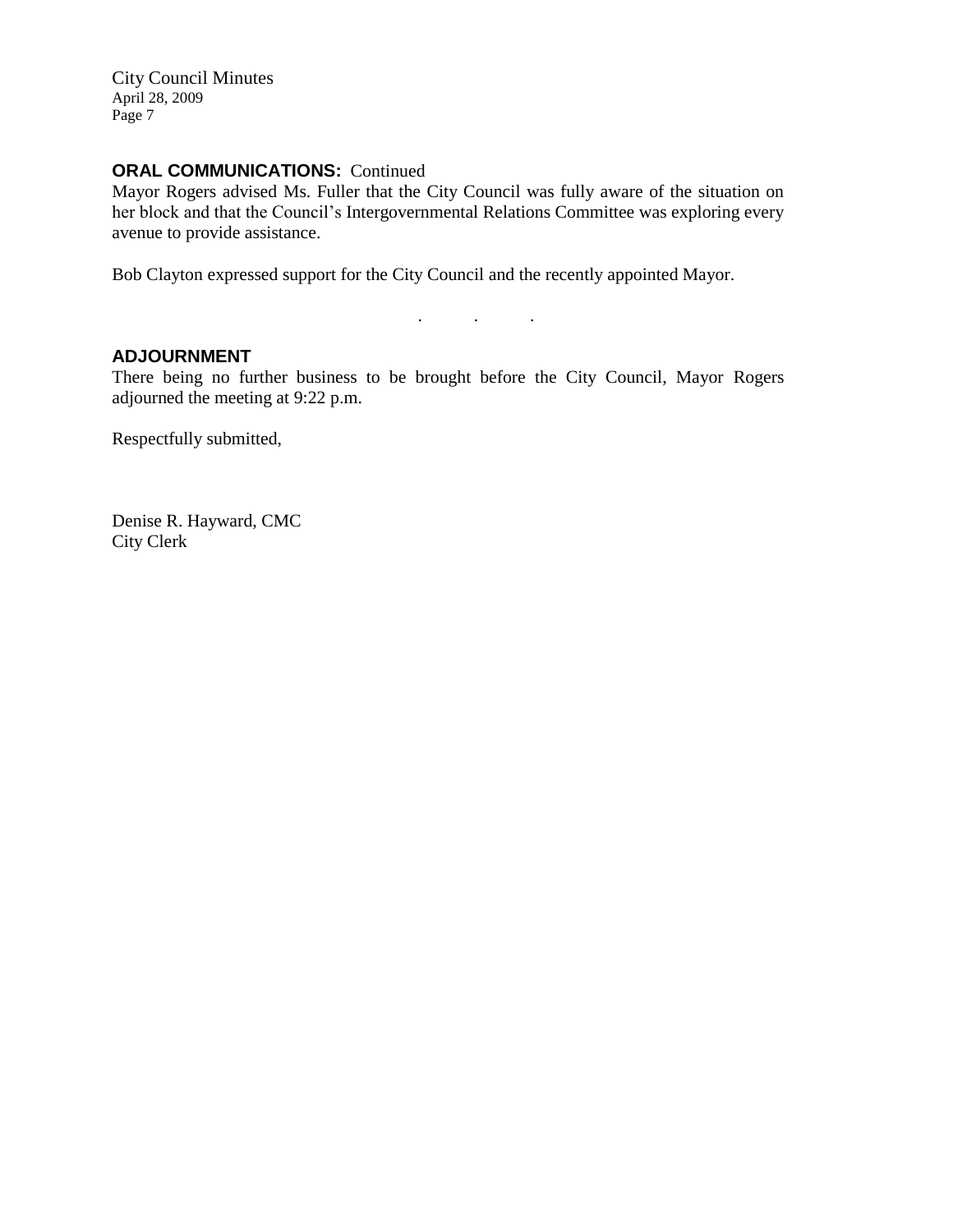**ORAL COMMUNICATIONS:** Continued

Mayor Rogers advised Ms. Fuller that the City Council was fully aware of the situation on her block and that the Council's Intergovernmental Relations Committee was exploring every avenue to provide assistance.

Bob Clayton expressed support for the City Council and the recently appointed Mayor.

. . .

## ADJOURNMENT

There being no further business to be brought before the City Council, Mayor Rogers adjourned the meeting at 9:22 p.m.

Respectfully submitted,

Denise R. Hayward, CMC
City Clerk